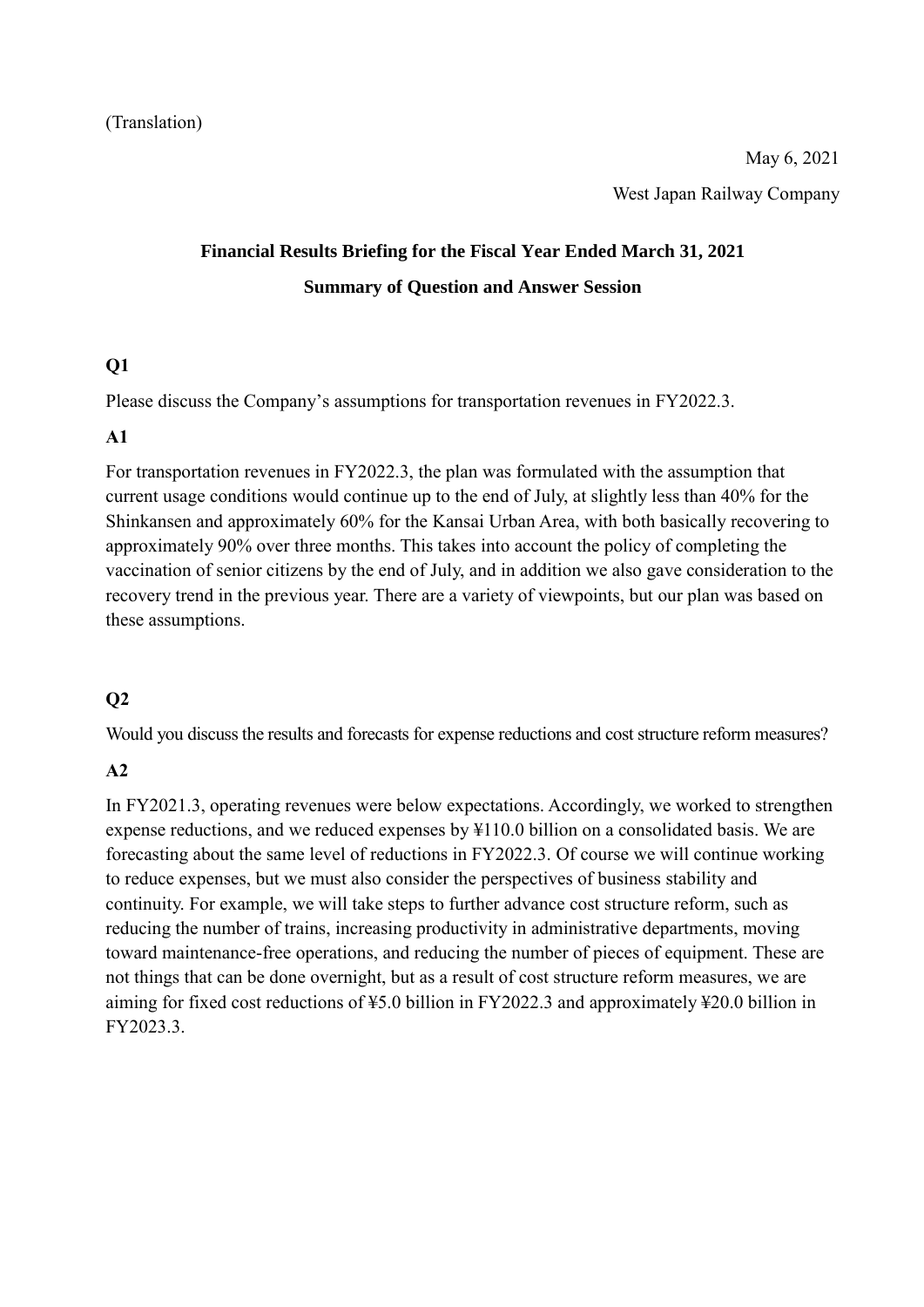(Translation)

May 6, 2021

West Japan Railway Company

# Financial Results Briefing for the Fiscal Year Ended March 31, 2021

## Summary of Question and Answer Session

### Q1

Please discuss the Company's assumptions for transportation revenues in FY2022.3.

### A1

For transportation revenues in FY2022.3, the plan was formulated with the assumption that current usage conditions would continue up to the end of July, at slightly less than 40% for the Shinkansen and approximately 60% for the Kansai Urban Area, with both basically recovering to approximately 90% over three months. This takes into account the policy of completing the vaccination of senior citizens by the end of July, and in addition we also gave consideration to the recovery trend in the previous year. There are a variety of viewpoints, but our plan was based on these assumptions.

### Q2

Would you discuss the results and forecasts for expense reductions and cost structure reform measures?

### A2

In FY2021.3, operating revenues were below expectations. Accordingly, we worked to strengthen expense reductions, and we reduced expenses by ¥110.0 billion on a consolidated basis. We are forecasting about the same level of reductions in FY2022.3. Of course we will continue working to reduce expenses, but we must also consider the perspectives of business stability and continuity. For example, we will take steps to further advance cost structure reform, such as reducing the number of trains, increasing productivity in administrative departments, moving toward maintenance-free operations, and reducing the number of pieces of equipment. These are not things that can be done overnight, but as a result of cost structure reform measures, we are aiming for fixed cost reductions of ¥5.0 billion in FY2022.3 and approximately ¥20.0 billion in FY2023.3.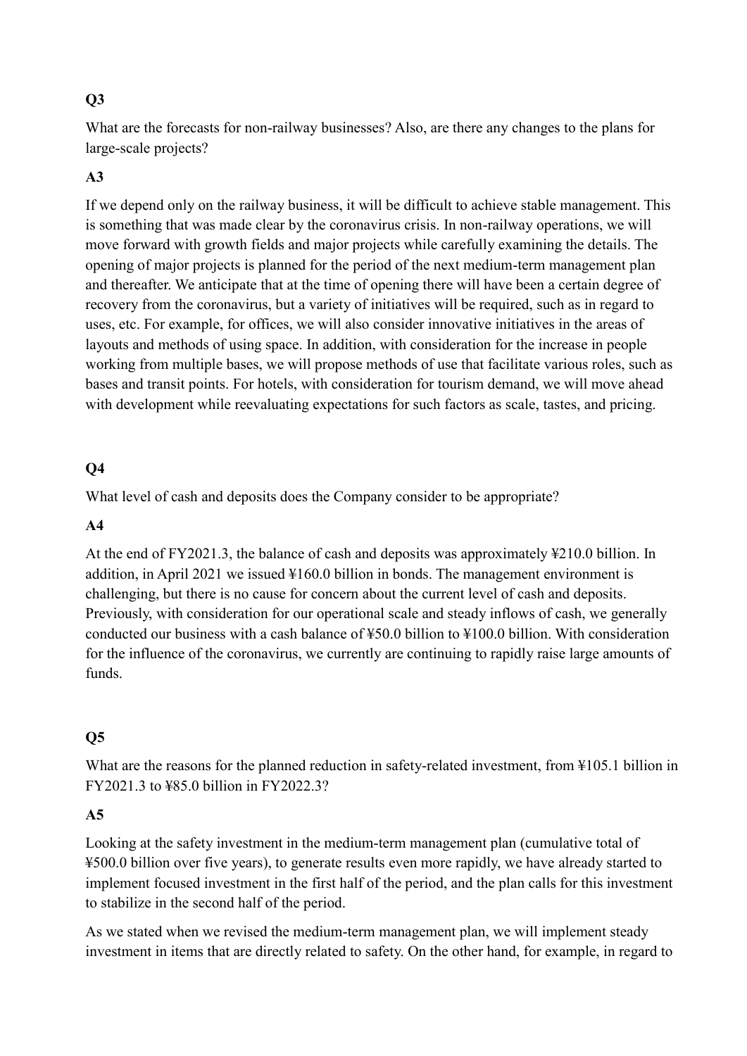### Q3

What are the forecasts for non-railway businesses? Also, are there any changes to the plans for large-scale projects?

### A3

If we depend only on the railway business, it will be difficult to achieve stable management. This is something that was made clear by the coronavirus crisis. In non-railway operations, we will move forward with growth fields and major projects while carefully examining the details. The opening of major projects is planned for the period of the next medium-term management plan and thereafter. We anticipate that at the time of opening there will have been a certain degree of recovery from the coronavirus, but a variety of initiatives will be required, such as in regard to uses, etc. For example, for offices, we will also consider innovative initiatives in the areas of layouts and methods of using space. In addition, with consideration for the increase in people working from multiple bases, we will propose methods of use that facilitate various roles, such as bases and transit points. For hotels, with consideration for tourism demand, we will move ahead with development while reevaluating expectations for such factors as scale, tastes, and pricing.

### Q4

What level of cash and deposits does the Company consider to be appropriate?

### A4

At the end of FY2021.3, the balance of cash and deposits was approximately ¥210.0 billion. In addition, in April 2021 we issued ¥160.0 billion in bonds. The management environment is challenging, but there is no cause for concern about the current level of cash and deposits. Previously, with consideration for our operational scale and steady inflows of cash, we generally conducted our business with a cash balance of ¥50.0 billion to ¥100.0 billion. With consideration for the influence of the coronavirus, we currently are continuing to rapidly raise large amounts of funds.

### Q5

What are the reasons for the planned reduction in safety-related investment, from ¥105.1 billion in FY2021.3 to ¥85.0 billion in FY2022.3?

### A5

Looking at the safety investment in the medium-term management plan (cumulative total of ¥500.0 billion over five years), to generate results even more rapidly, we have already started to implement focused investment in the first half of the period, and the plan calls for this investment to stabilize in the second half of the period.

As we stated when we revised the medium-term management plan, we will implement steady investment in items that are directly related to safety. On the other hand, for example, in regard to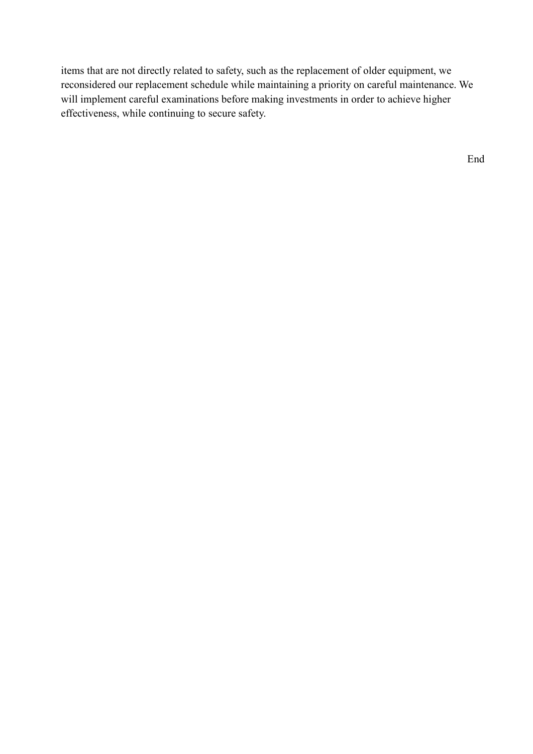items that are not directly related to safety, such as the replacement of older equipment, we reconsidered our replacement schedule while maintaining a priority on careful maintenance. We will implement careful examinations before making investments in order to achieve higher effectiveness, while continuing to secure safety.

End